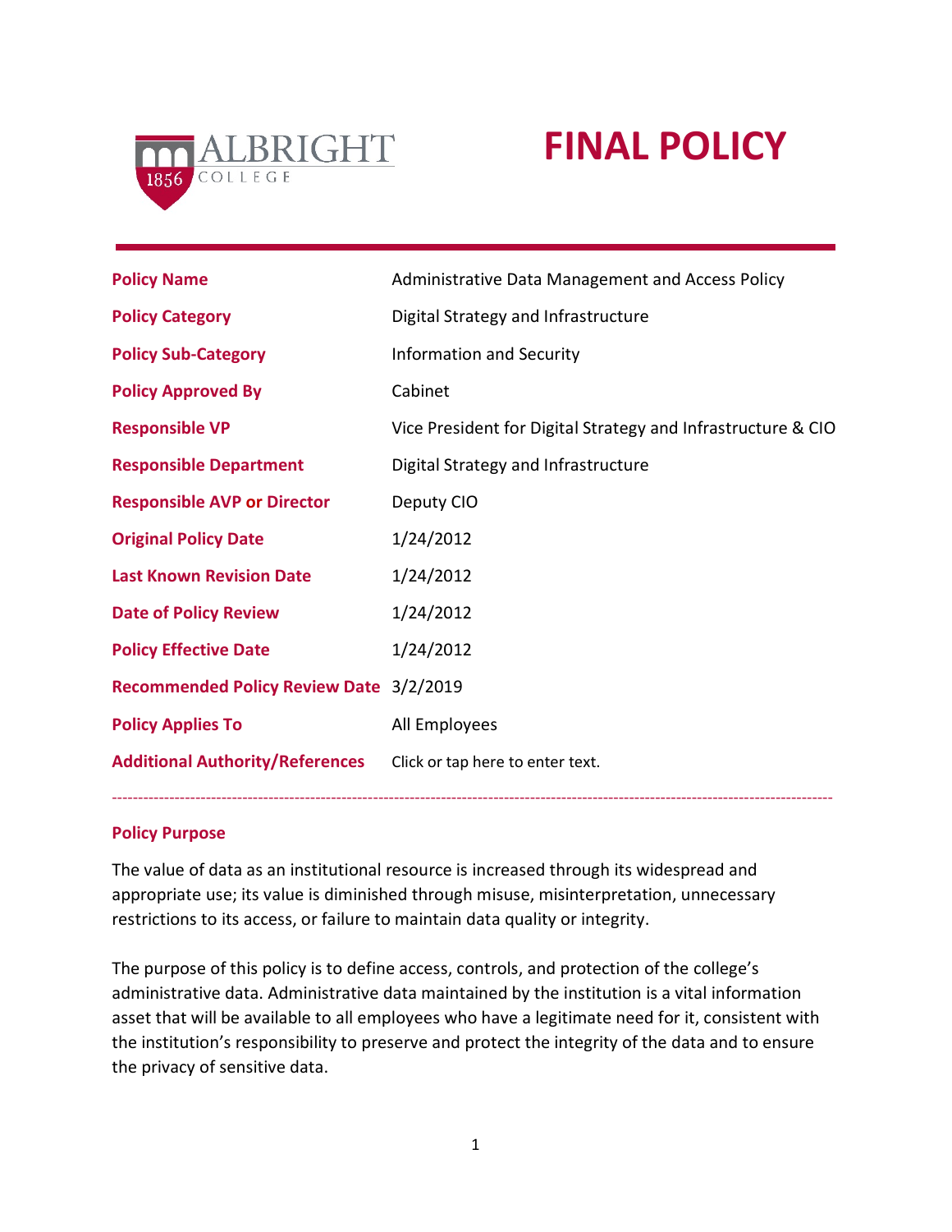ALBRIGHT COLLEGE 1856

# FINAL POLICY

| | |
|---|---|
| **Policy Name** | Administrative Data Management and Access Policy |
| **Policy Category** | Digital Strategy and Infrastructure |
| **Policy Sub-Category** | Information and Security |
| **Policy Approved By** | Cabinet |
| **Responsible VP** | Vice President for Digital Strategy and Infrastructure & CIO |
| **Responsible Department** | Digital Strategy and Infrastructure |
| **Responsible AVP or Director** | Deputy CIO |
| **Original Policy Date** | 1/24/2012 |
| **Last Known Revision Date** | 1/24/2012 |
| **Date of Policy Review** | 1/24/2012 |
| **Policy Effective Date** | 1/24/2012 |
| **Recommended Policy Review Date** | 3/2/2019 |
| **Policy Applies To** | All Employees |
| **Additional Authority/References** | Click or tap here to enter text. |

---

## Policy Purpose

The value of data as an institutional resource is increased through its widespread and appropriate use; its value is diminished through misuse, misinterpretation, unnecessary restrictions to its access, or failure to maintain data quality or integrity.

The purpose of this policy is to define access, controls, and protection of the college's administrative data. Administrative data maintained by the institution is a vital information asset that will be available to all employees who have a legitimate need for it, consistent with the institution's responsibility to preserve and protect the integrity of the data and to ensure the privacy of sensitive data.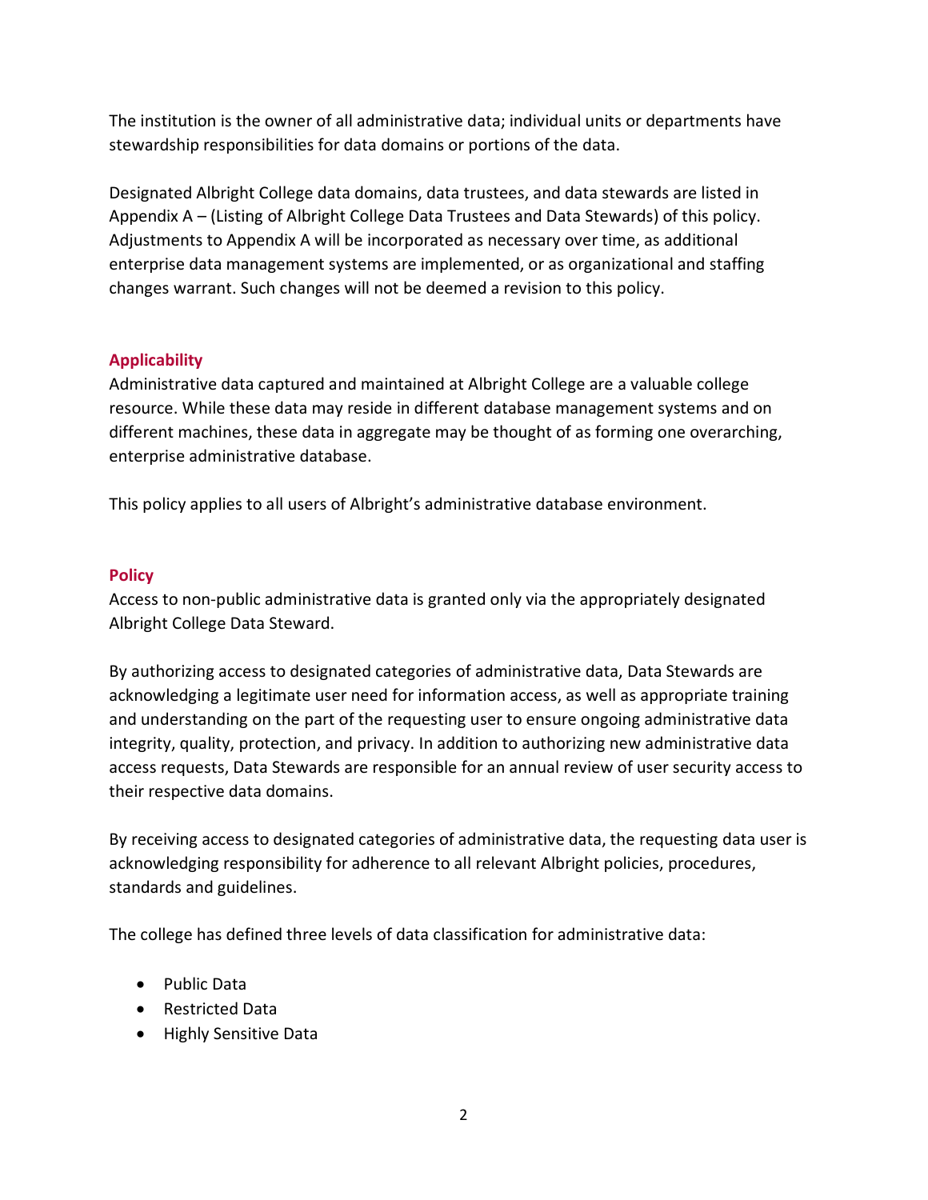The institution is the owner of all administrative data; individual units or departments have stewardship responsibilities for data domains or portions of the data.

Designated Albright College data domains, data trustees, and data stewards are listed in Appendix A – (Listing of Albright College Data Trustees and Data Stewards) of this policy. Adjustments to Appendix A will be incorporated as necessary over time, as additional enterprise data management systems are implemented, or as organizational and staffing changes warrant. Such changes will not be deemed a revision to this policy.

## Applicability

Administrative data captured and maintained at Albright College are a valuable college resource. While these data may reside in different database management systems and on different machines, these data in aggregate may be thought of as forming one overarching, enterprise administrative database.

This policy applies to all users of Albright's administrative database environment.

## Policy

Access to non-public administrative data is granted only via the appropriately designated Albright College Data Steward.

By authorizing access to designated categories of administrative data, Data Stewards are acknowledging a legitimate user need for information access, as well as appropriate training and understanding on the part of the requesting user to ensure ongoing administrative data integrity, quality, protection, and privacy. In addition to authorizing new administrative data access requests, Data Stewards are responsible for an annual review of user security access to their respective data domains.

By receiving access to designated categories of administrative data, the requesting data user is acknowledging responsibility for adherence to all relevant Albright policies, procedures, standards and guidelines.

The college has defined three levels of data classification for administrative data:

- Public Data
- Restricted Data
- Highly Sensitive Data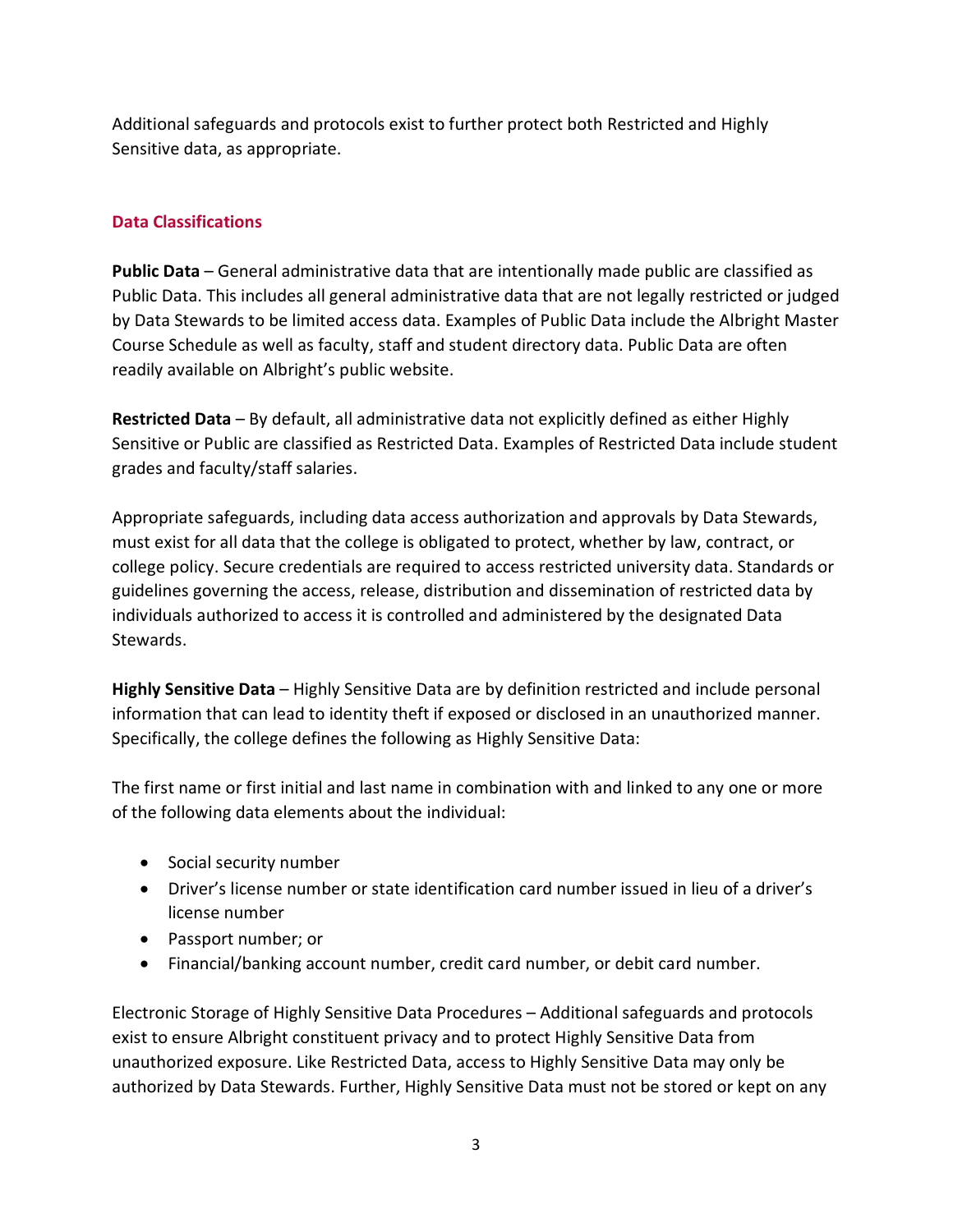Additional safeguards and protocols exist to further protect both Restricted and Highly Sensitive data, as appropriate.

## Data Classifications

**Public Data** – General administrative data that are intentionally made public are classified as Public Data. This includes all general administrative data that are not legally restricted or judged by Data Stewards to be limited access data. Examples of Public Data include the Albright Master Course Schedule as well as faculty, staff and student directory data. Public Data are often readily available on Albright's public website.

**Restricted Data** – By default, all administrative data not explicitly defined as either Highly Sensitive or Public are classified as Restricted Data. Examples of Restricted Data include student grades and faculty/staff salaries.

Appropriate safeguards, including data access authorization and approvals by Data Stewards, must exist for all data that the college is obligated to protect, whether by law, contract, or college policy. Secure credentials are required to access restricted university data. Standards or guidelines governing the access, release, distribution and dissemination of restricted data by individuals authorized to access it is controlled and administered by the designated Data Stewards.

**Highly Sensitive Data** – Highly Sensitive Data are by definition restricted and include personal information that can lead to identity theft if exposed or disclosed in an unauthorized manner. Specifically, the college defines the following as Highly Sensitive Data:

The first name or first initial and last name in combination with and linked to any one or more of the following data elements about the individual:

- Social security number
- Driver's license number or state identification card number issued in lieu of a driver's license number
- Passport number; or
- Financial/banking account number, credit card number, or debit card number.

Electronic Storage of Highly Sensitive Data Procedures – Additional safeguards and protocols exist to ensure Albright constituent privacy and to protect Highly Sensitive Data from unauthorized exposure. Like Restricted Data, access to Highly Sensitive Data may only be authorized by Data Stewards. Further, Highly Sensitive Data must not be stored or kept on any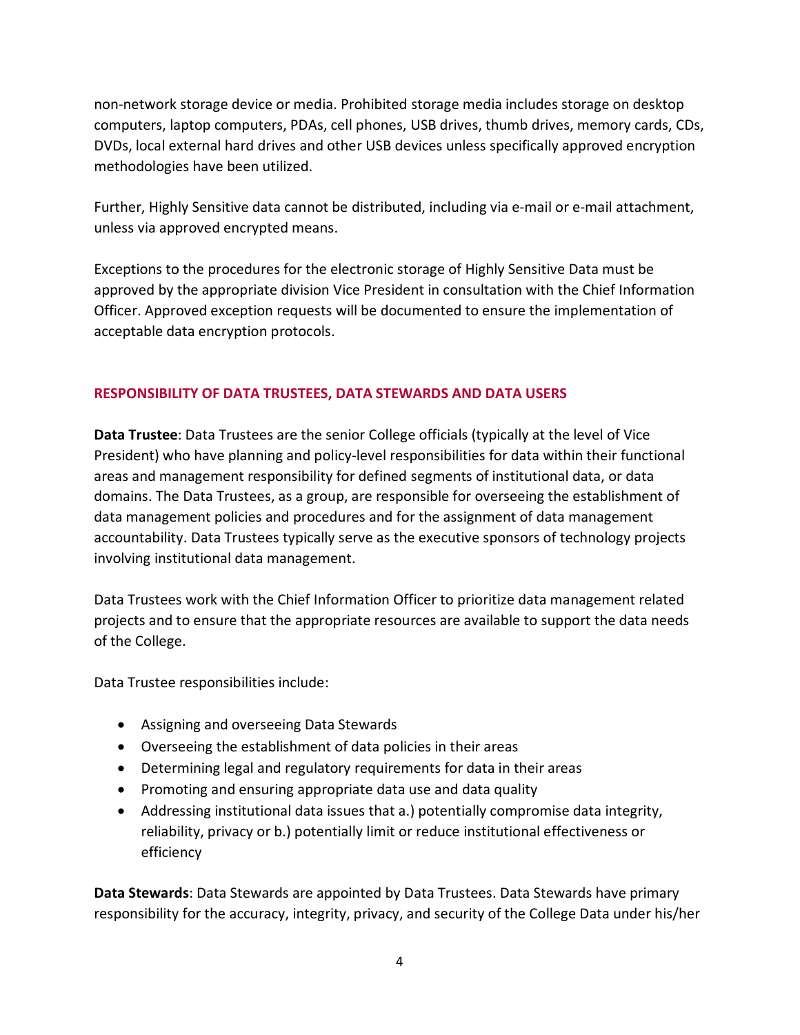non-network storage device or media. Prohibited storage media includes storage on desktop computers, laptop computers, PDAs, cell phones, USB drives, thumb drives, memory cards, CDs, DVDs, local external hard drives and other USB devices unless specifically approved encryption methodologies have been utilized.

Further, Highly Sensitive data cannot be distributed, including via e-mail or e-mail attachment, unless via approved encrypted means.

Exceptions to the procedures for the electronic storage of Highly Sensitive Data must be approved by the appropriate division Vice President in consultation with the Chief Information Officer. Approved exception requests will be documented to ensure the implementation of acceptable data encryption protocols.

## RESPONSIBILITY OF DATA TRUSTEES, DATA STEWARDS AND DATA USERS

**Data Trustee**: Data Trustees are the senior College officials (typically at the level of Vice President) who have planning and policy-level responsibilities for data within their functional areas and management responsibility for defined segments of institutional data, or data domains. The Data Trustees, as a group, are responsible for overseeing the establishment of data management policies and procedures and for the assignment of data management accountability. Data Trustees typically serve as the executive sponsors of technology projects involving institutional data management.

Data Trustees work with the Chief Information Officer to prioritize data management related projects and to ensure that the appropriate resources are available to support the data needs of the College.

Data Trustee responsibilities include:

- Assigning and overseeing Data Stewards
- Overseeing the establishment of data policies in their areas
- Determining legal and regulatory requirements for data in their areas
- Promoting and ensuring appropriate data use and data quality
- Addressing institutional data issues that a.) potentially compromise data integrity, reliability, privacy or b.) potentially limit or reduce institutional effectiveness or efficiency

**Data Stewards**: Data Stewards are appointed by Data Trustees. Data Stewards have primary responsibility for the accuracy, integrity, privacy, and security of the College Data under his/her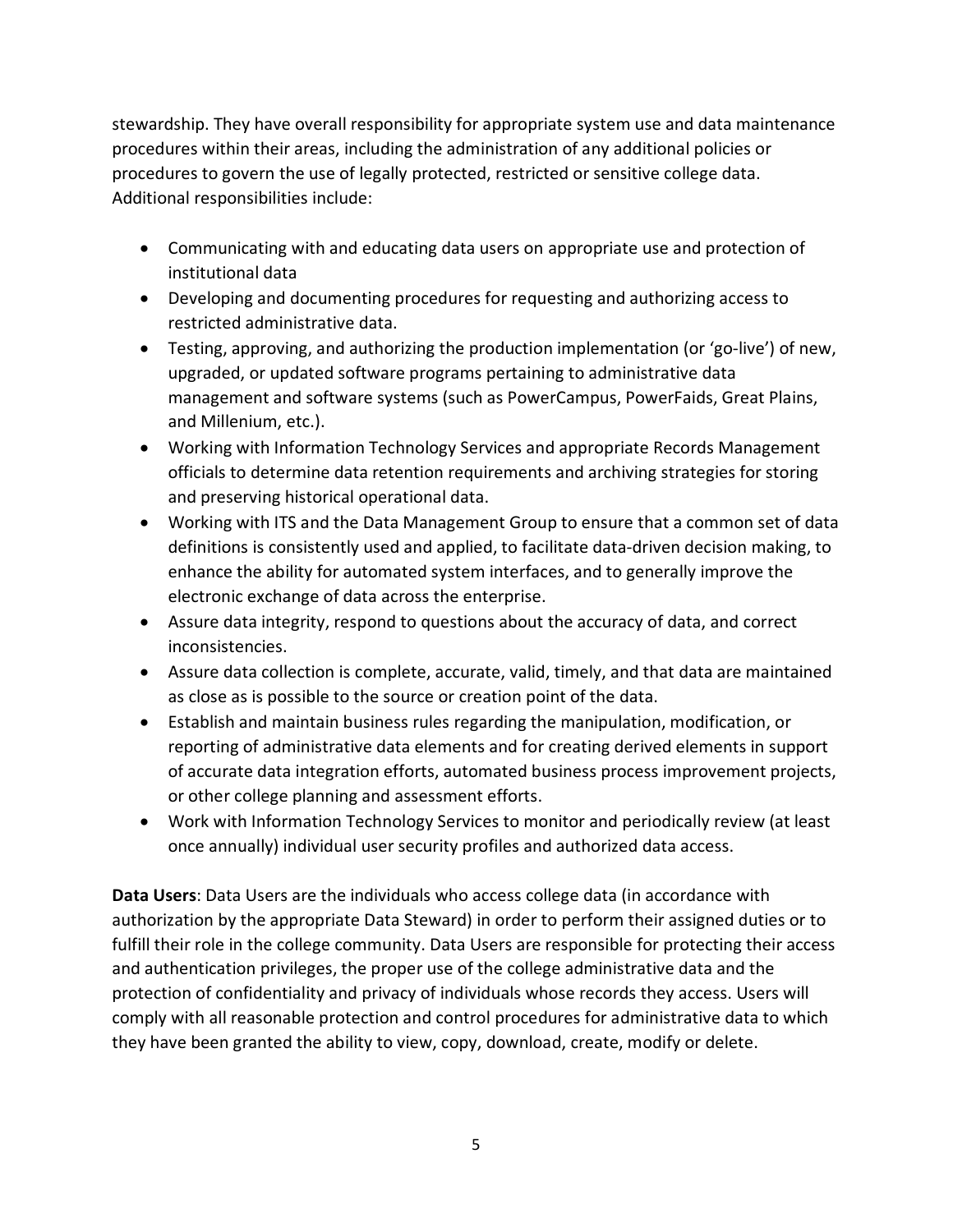stewardship. They have overall responsibility for appropriate system use and data maintenance procedures within their areas, including the administration of any additional policies or procedures to govern the use of legally protected, restricted or sensitive college data. Additional responsibilities include:

- Communicating with and educating data users on appropriate use and protection of institutional data
- Developing and documenting procedures for requesting and authorizing access to restricted administrative data.
- Testing, approving, and authorizing the production implementation (or 'go-live') of new, upgraded, or updated software programs pertaining to administrative data management and software systems (such as PowerCampus, PowerFaids, Great Plains, and Millenium, etc.).
- Working with Information Technology Services and appropriate Records Management officials to determine data retention requirements and archiving strategies for storing and preserving historical operational data.
- Working with ITS and the Data Management Group to ensure that a common set of data definitions is consistently used and applied, to facilitate data-driven decision making, to enhance the ability for automated system interfaces, and to generally improve the electronic exchange of data across the enterprise.
- Assure data integrity, respond to questions about the accuracy of data, and correct inconsistencies.
- Assure data collection is complete, accurate, valid, timely, and that data are maintained as close as is possible to the source or creation point of the data.
- Establish and maintain business rules regarding the manipulation, modification, or reporting of administrative data elements and for creating derived elements in support of accurate data integration efforts, automated business process improvement projects, or other college planning and assessment efforts.
- Work with Information Technology Services to monitor and periodically review (at least once annually) individual user security profiles and authorized data access.

**Data Users**: Data Users are the individuals who access college data (in accordance with authorization by the appropriate Data Steward) in order to perform their assigned duties or to fulfill their role in the college community. Data Users are responsible for protecting their access and authentication privileges, the proper use of the college administrative data and the protection of confidentiality and privacy of individuals whose records they access. Users will comply with all reasonable protection and control procedures for administrative data to which they have been granted the ability to view, copy, download, create, modify or delete.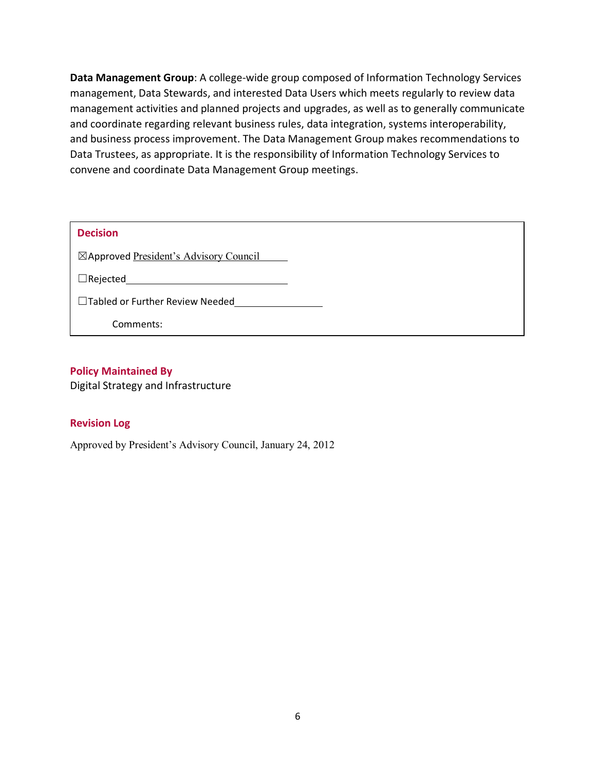**Data Management Group**: A college-wide group composed of Information Technology Services management, Data Stewards, and interested Data Users which meets regularly to review data management activities and planned projects and upgrades, as well as to generally communicate and coordinate regarding relevant business rules, data integration, systems interoperability, and business process improvement. The Data Management Group makes recommendations to Data Trustees, as appropriate. It is the responsibility of Information Technology Services to convene and coordinate Data Management Group meetings.

## Decision

☒Approved President's Advisory Council

☐Rejected\_\_\_\_\_\_\_\_\_\_\_\_\_\_\_\_\_\_\_\_\_\_\_\_\_\_\_\_\_\_

☐Tabled or Further Review Needed\_\_\_\_\_\_\_\_\_\_\_\_\_\_\_\_

Comments:

## Policy Maintained By

Digital Strategy and Infrastructure

## Revision Log

Approved by President's Advisory Council, January 24, 2012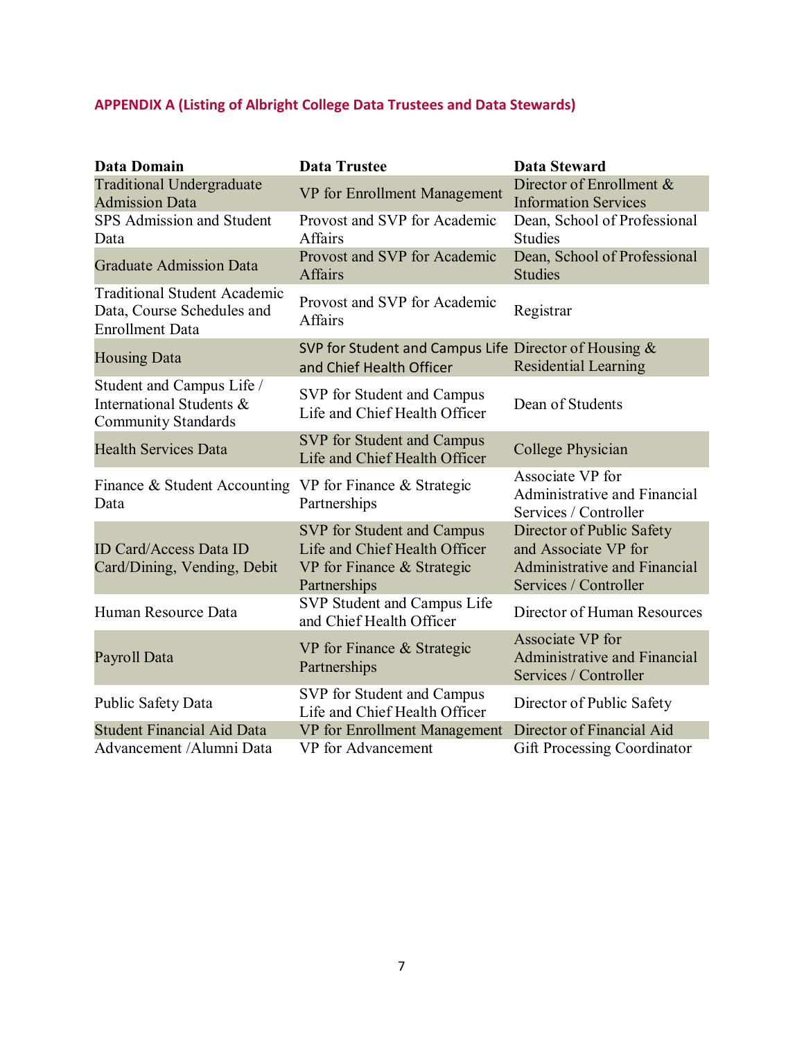**APPENDIX A (Listing of Albright College Data Trustees and Data Stewards)**

| Data Domain | Data Trustee | Data Steward |
|---|---|---|
| Traditional Undergraduate Admission Data | VP for Enrollment Management | Director of Enrollment & Information Services |
| SPS Admission and Student Data | Provost and SVP for Academic Affairs | Dean, School of Professional Studies |
| Graduate Admission Data | Provost and SVP for Academic Affairs | Dean, School of Professional Studies |
| Traditional Student Academic Data, Course Schedules and Enrollment Data | Provost and SVP for Academic Affairs | Registrar |
| Housing Data | SVP for Student and Campus Life and Chief Health Officer | Director of Housing & Residential Learning |
| Student and Campus Life / International Students & Community Standards | SVP for Student and Campus Life and Chief Health Officer | Dean of Students |
| Health Services Data | SVP for Student and Campus Life and Chief Health Officer | College Physician |
| Finance & Student Accounting Data | VP for Finance & Strategic Partnerships | Associate VP for Administrative and Financial Services / Controller |
| ID Card/Access Data ID Card/Dining, Vending, Debit | SVP for Student and Campus Life and Chief Health Officer VP for Finance & Strategic Partnerships | Director of Public Safety and Associate VP for Administrative and Financial Services / Controller |
| Human Resource Data | SVP Student and Campus Life and Chief Health Officer | Director of Human Resources |
| Payroll Data | VP for Finance & Strategic Partnerships | Associate VP for Administrative and Financial Services / Controller |
| Public Safety Data | SVP for Student and Campus Life and Chief Health Officer | Director of Public Safety |
| Student Financial Aid Data | VP for Enrollment Management | Director of Financial Aid |
| Advancement /Alumni Data | VP for Advancement | Gift Processing Coordinator |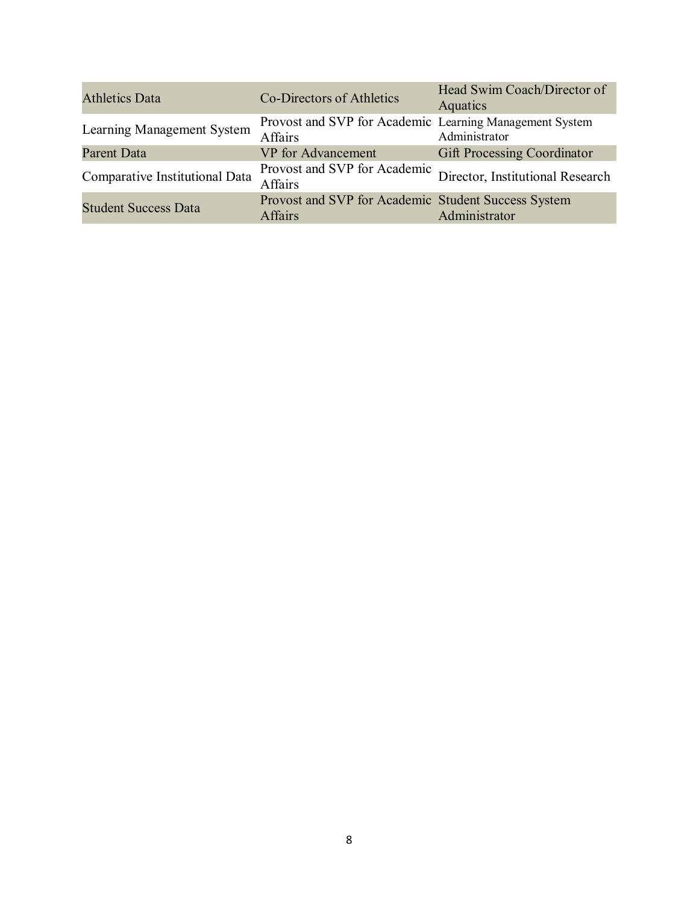| | | |
|---|---|---|
| Athletics Data | Co-Directors of Athletics | Head Swim Coach/Director of Aquatics |
| Learning Management System | Provost and SVP for Academic Affairs | Learning Management System Administrator |
| Parent Data | VP for Advancement | Gift Processing Coordinator |
| Comparative Institutional Data | Provost and SVP for Academic Affairs | Director, Institutional Research |
| Student Success Data | Provost and SVP for Academic Affairs | Student Success System Administrator |